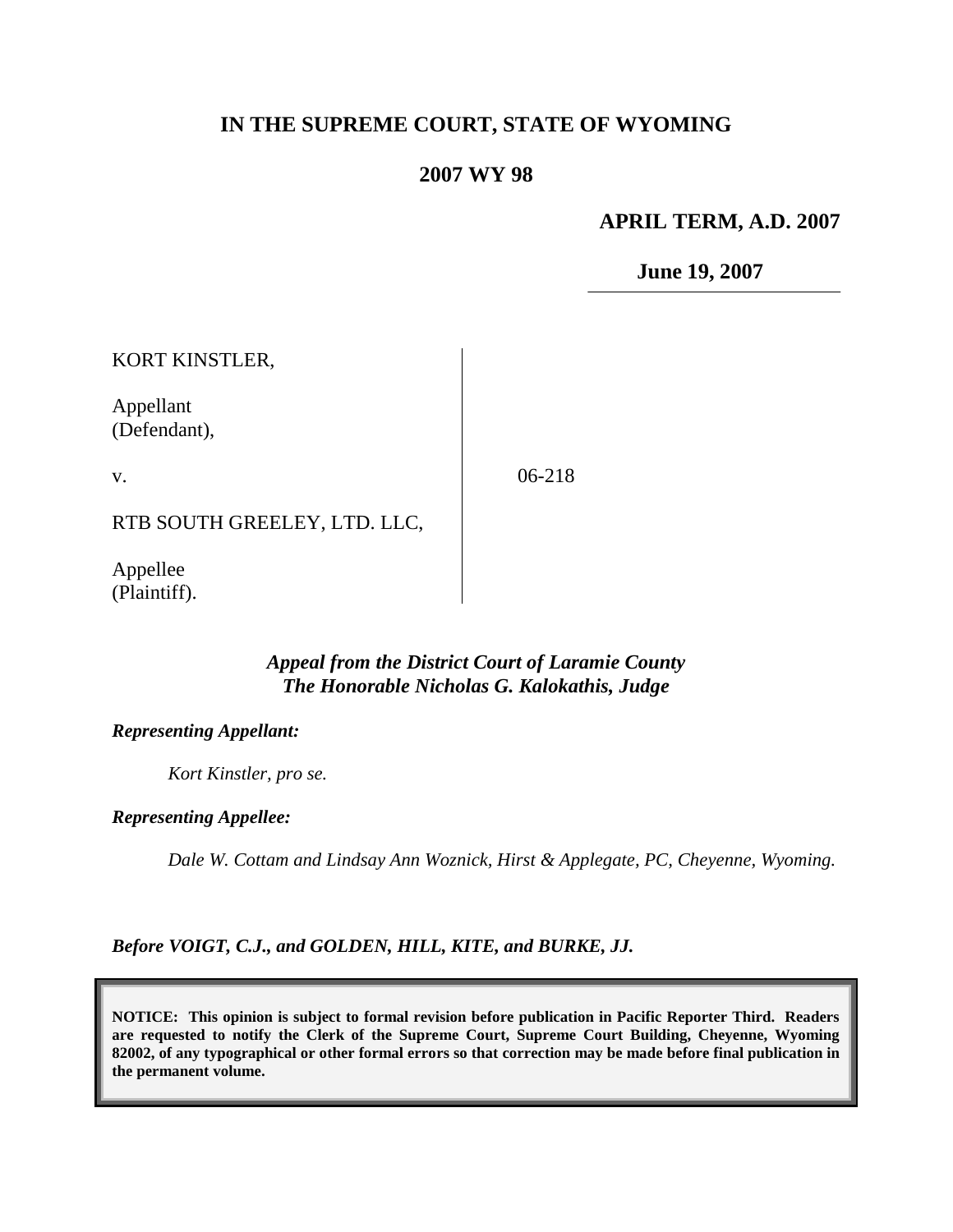# IN THE SUPREME COURT, STATE OF WYOMING

## 2007 WY 98

**APRIL TERM, A.D. 2007**

**June 19, 2007**

KORT KINSTLER,

Appellant
(Defendant),

v.

RTB SOUTH GREELEY, LTD. LLC,

Appellee
(Plaintiff).

06-218

***Appeal from the District Court of Laramie County***
***The Honorable Nicholas G. Kalokathis, Judge***

***Representing Appellant:***

*Kort Kinstler, pro se.*

***Representing Appellee:***

*Dale W. Cottam and Lindsay Ann Woznick, Hirst & Applegate, PC, Cheyenne, Wyoming.*

***Before VOIGT, C.J., and GOLDEN, HILL, KITE, and BURKE, JJ.***

**NOTICE: This opinion is subject to formal revision before publication in Pacific Reporter Third. Readers are requested to notify the Clerk of the Supreme Court, Supreme Court Building, Cheyenne, Wyoming 82002, of any typographical or other formal errors so that correction may be made before final publication in the permanent volume.**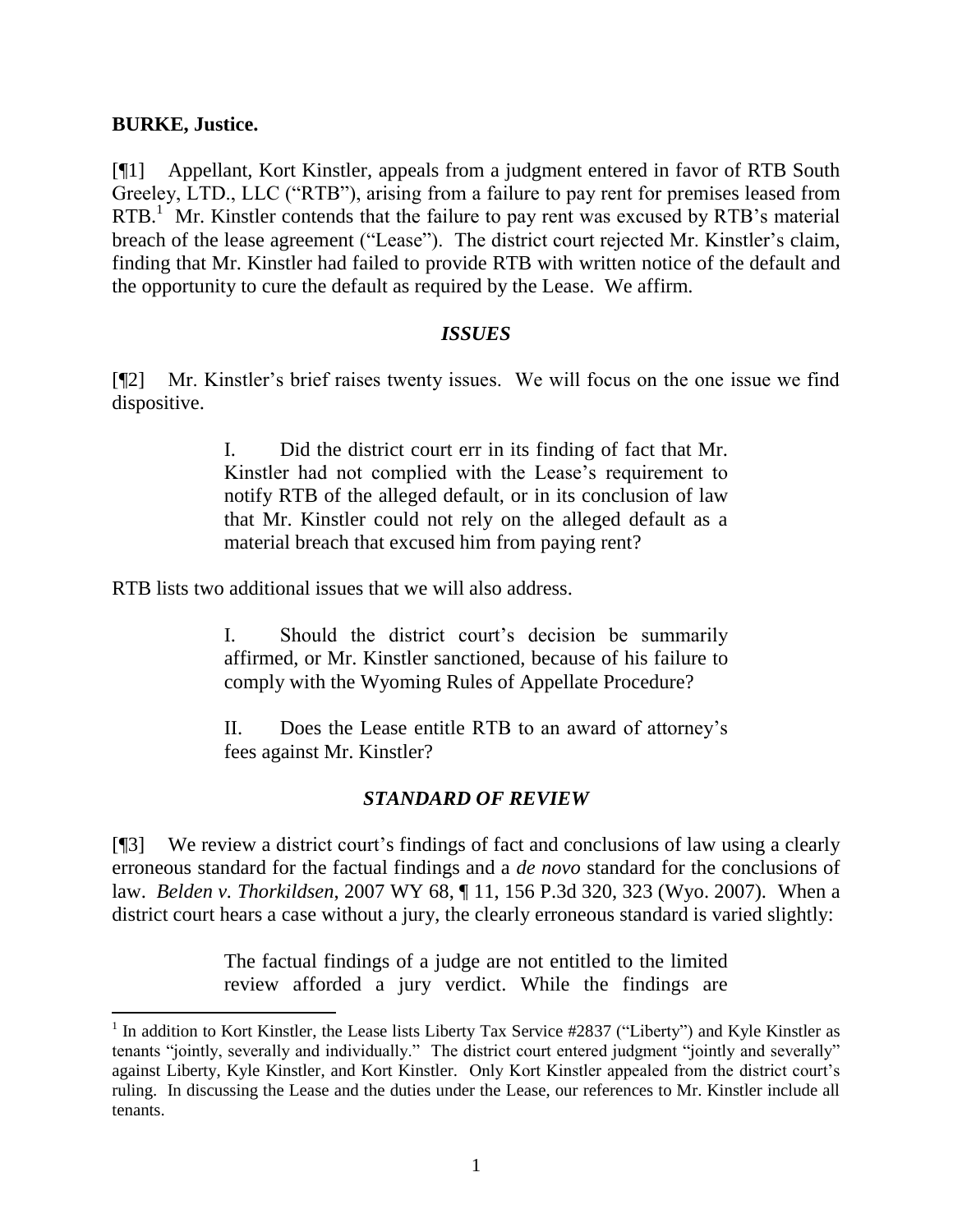**BURKE, Justice.**

[¶1] Appellant, Kort Kinstler, appeals from a judgment entered in favor of RTB South Greeley, LTD., LLC ("RTB"), arising from a failure to pay rent for premises leased from RTB.[1] Mr. Kinstler contends that the failure to pay rent was excused by RTB's material breach of the lease agreement ("Lease"). The district court rejected Mr. Kinstler's claim, finding that Mr. Kinstler had failed to provide RTB with written notice of the default and the opportunity to cure the default as required by the Lease. We affirm.

## *ISSUES*

[¶2] Mr. Kinstler's brief raises twenty issues. We will focus on the one issue we find dispositive.

> I. Did the district court err in its finding of fact that Mr. Kinstler had not complied with the Lease's requirement to notify RTB of the alleged default, or in its conclusion of law that Mr. Kinstler could not rely on the alleged default as a material breach that excused him from paying rent?

RTB lists two additional issues that we will also address.

> I. Should the district court's decision be summarily affirmed, or Mr. Kinstler sanctioned, because of his failure to comply with the Wyoming Rules of Appellate Procedure?
>
> II. Does the Lease entitle RTB to an award of attorney's fees against Mr. Kinstler?

## *STANDARD OF REVIEW*

[¶3] We review a district court's findings of fact and conclusions of law using a clearly erroneous standard for the factual findings and a *de novo* standard for the conclusions of law. *Belden v. Thorkildsen*, 2007 WY 68, ¶ 11, 156 P.3d 320, 323 (Wyo. 2007). When a district court hears a case without a jury, the clearly erroneous standard is varied slightly:

> The factual findings of a judge are not entitled to the limited review afforded a jury verdict. While the findings are

[1] In addition to Kort Kinstler, the Lease lists Liberty Tax Service #2837 ("Liberty") and Kyle Kinstler as tenants "jointly, severally and individually." The district court entered judgment "jointly and severally" against Liberty, Kyle Kinstler, and Kort Kinstler. Only Kort Kinstler appealed from the district court's ruling. In discussing the Lease and the duties under the Lease, our references to Mr. Kinstler include all tenants.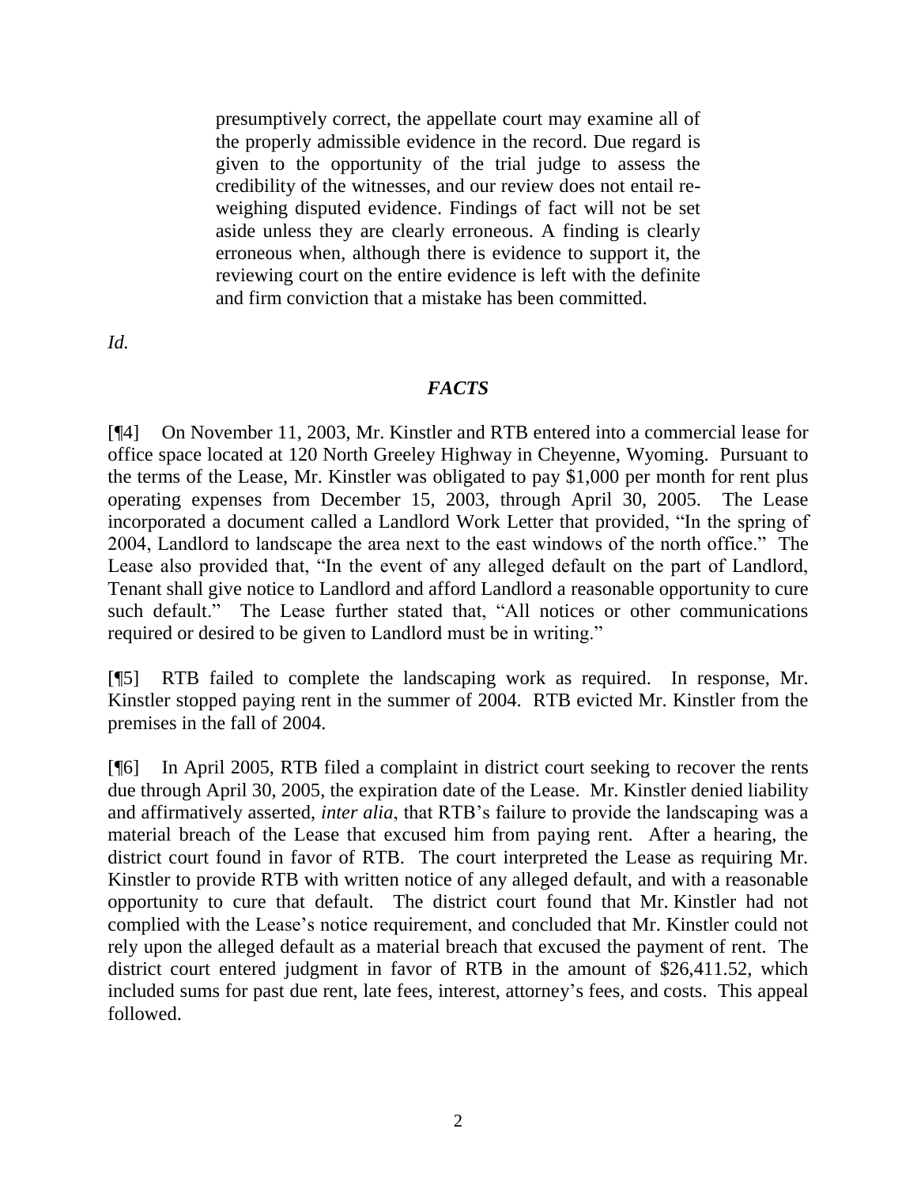> presumptively correct, the appellate court may examine all of the properly admissible evidence in the record. Due regard is given to the opportunity of the trial judge to assess the credibility of the witnesses, and our review does not entail re-weighing disputed evidence. Findings of fact will not be set aside unless they are clearly erroneous. A finding is clearly erroneous when, although there is evidence to support it, the reviewing court on the entire evidence is left with the definite and firm conviction that a mistake has been committed.

*Id.*

## *FACTS*

[¶4] On November 11, 2003, Mr. Kinstler and RTB entered into a commercial lease for office space located at 120 North Greeley Highway in Cheyenne, Wyoming. Pursuant to the terms of the Lease, Mr. Kinstler was obligated to pay $1,000 per month for rent plus operating expenses from December 15, 2003, through April 30, 2005. The Lease incorporated a document called a Landlord Work Letter that provided, "In the spring of 2004, Landlord to landscape the area next to the east windows of the north office." The Lease also provided that, "In the event of any alleged default on the part of Landlord, Tenant shall give notice to Landlord and afford Landlord a reasonable opportunity to cure such default." The Lease further stated that, "All notices or other communications required or desired to be given to Landlord must be in writing."

[¶5] RTB failed to complete the landscaping work as required. In response, Mr. Kinstler stopped paying rent in the summer of 2004. RTB evicted Mr. Kinstler from the premises in the fall of 2004.

[¶6] In April 2005, RTB filed a complaint in district court seeking to recover the rents due through April 30, 2005, the expiration date of the Lease. Mr. Kinstler denied liability and affirmatively asserted, *inter alia*, that RTB's failure to provide the landscaping was a material breach of the Lease that excused him from paying rent. After a hearing, the district court found in favor of RTB. The court interpreted the Lease as requiring Mr. Kinstler to provide RTB with written notice of any alleged default, and with a reasonable opportunity to cure that default. The district court found that Mr. Kinstler had not complied with the Lease's notice requirement, and concluded that Mr. Kinstler could not rely upon the alleged default as a material breach that excused the payment of rent. The district court entered judgment in favor of RTB in the amount of $26,411.52, which included sums for past due rent, late fees, interest, attorney's fees, and costs. This appeal followed.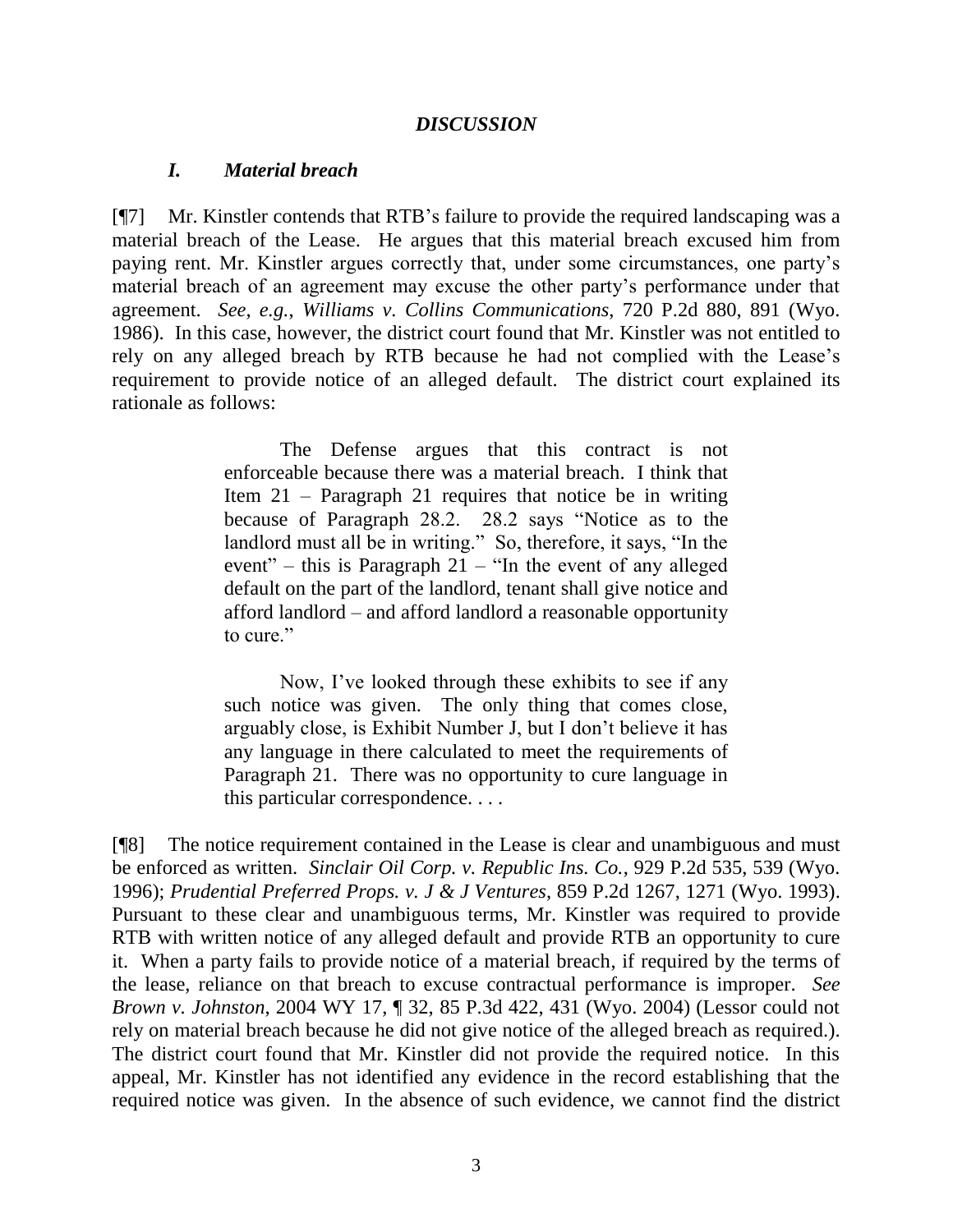## *DISCUSSION*

### *I. Material breach*

[¶7] Mr. Kinstler contends that RTB's failure to provide the required landscaping was a material breach of the Lease. He argues that this material breach excused him from paying rent. Mr. Kinstler argues correctly that, under some circumstances, one party's material breach of an agreement may excuse the other party's performance under that agreement. *See*, *e.g.*, *Williams v. Collins Communications*, 720 P.2d 880, 891 (Wyo. 1986). In this case, however, the district court found that Mr. Kinstler was not entitled to rely on any alleged breach by RTB because he had not complied with the Lease's requirement to provide notice of an alleged default. The district court explained its rationale as follows:

> The Defense argues that this contract is not enforceable because there was a material breach. I think that Item 21 – Paragraph 21 requires that notice be in writing because of Paragraph 28.2. 28.2 says "Notice as to the landlord must all be in writing." So, therefore, it says, "In the event" – this is Paragraph 21 – "In the event of any alleged default on the part of the landlord, tenant shall give notice and afford landlord – and afford landlord a reasonable opportunity to cure."
>
> Now, I've looked through these exhibits to see if any such notice was given. The only thing that comes close, arguably close, is Exhibit Number J, but I don't believe it has any language in there calculated to meet the requirements of Paragraph 21. There was no opportunity to cure language in this particular correspondence. . . .

[¶8] The notice requirement contained in the Lease is clear and unambiguous and must be enforced as written. *Sinclair Oil Corp. v. Republic Ins. Co.*, 929 P.2d 535, 539 (Wyo. 1996); *Prudential Preferred Props. v. J & J Ventures*, 859 P.2d 1267, 1271 (Wyo. 1993). Pursuant to these clear and unambiguous terms, Mr. Kinstler was required to provide RTB with written notice of any alleged default and provide RTB an opportunity to cure it. When a party fails to provide notice of a material breach, if required by the terms of the lease, reliance on that breach to excuse contractual performance is improper. *See Brown v. Johnston*, 2004 WY 17, ¶ 32, 85 P.3d 422, 431 (Wyo. 2004) (Lessor could not rely on material breach because he did not give notice of the alleged breach as required.). The district court found that Mr. Kinstler did not provide the required notice. In this appeal, Mr. Kinstler has not identified any evidence in the record establishing that the required notice was given. In the absence of such evidence, we cannot find the district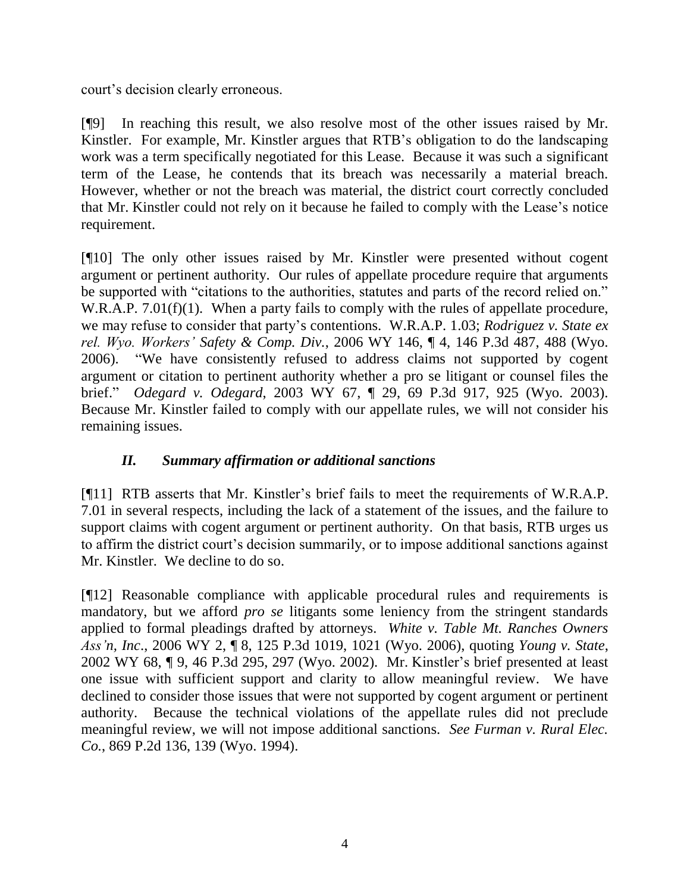court's decision clearly erroneous.

[¶9] In reaching this result, we also resolve most of the other issues raised by Mr. Kinstler. For example, Mr. Kinstler argues that RTB's obligation to do the landscaping work was a term specifically negotiated for this Lease. Because it was such a significant term of the Lease, he contends that its breach was necessarily a material breach. However, whether or not the breach was material, the district court correctly concluded that Mr. Kinstler could not rely on it because he failed to comply with the Lease's notice requirement.

[¶10] The only other issues raised by Mr. Kinstler were presented without cogent argument or pertinent authority. Our rules of appellate procedure require that arguments be supported with "citations to the authorities, statutes and parts of the record relied on." W.R.A.P. 7.01(f)(1). When a party fails to comply with the rules of appellate procedure, we may refuse to consider that party's contentions. W.R.A.P. 1.03; *Rodriguez v. State ex rel. Wyo. Workers' Safety & Comp. Div.*, 2006 WY 146, ¶ 4, 146 P.3d 487, 488 (Wyo. 2006). "We have consistently refused to address claims not supported by cogent argument or citation to pertinent authority whether a pro se litigant or counsel files the brief." *Odegard v. Odegard*, 2003 WY 67, ¶ 29, 69 P.3d 917, 925 (Wyo. 2003). Because Mr. Kinstler failed to comply with our appellate rules, we will not consider his remaining issues.

### *II. Summary affirmation or additional sanctions*

[¶11] RTB asserts that Mr. Kinstler's brief fails to meet the requirements of W.R.A.P. 7.01 in several respects, including the lack of a statement of the issues, and the failure to support claims with cogent argument or pertinent authority. On that basis, RTB urges us to affirm the district court's decision summarily, or to impose additional sanctions against Mr. Kinstler. We decline to do so.

[¶12] Reasonable compliance with applicable procedural rules and requirements is mandatory, but we afford *pro se* litigants some leniency from the stringent standards applied to formal pleadings drafted by attorneys. *White v. Table Mt. Ranches Owners Ass'n, Inc*., 2006 WY 2, ¶ 8, 125 P.3d 1019, 1021 (Wyo. 2006), quoting *Young v. State*, 2002 WY 68, ¶ 9, 46 P.3d 295, 297 (Wyo. 2002). Mr. Kinstler's brief presented at least one issue with sufficient support and clarity to allow meaningful review. We have declined to consider those issues that were not supported by cogent argument or pertinent authority. Because the technical violations of the appellate rules did not preclude meaningful review, we will not impose additional sanctions. *See Furman v. Rural Elec. Co.*, 869 P.2d 136, 139 (Wyo. 1994).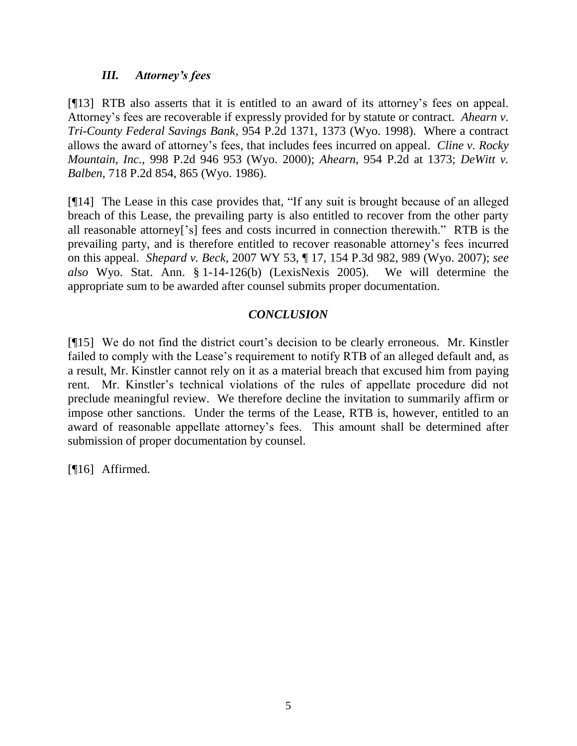### *III. Attorney's fees*

[¶13] RTB also asserts that it is entitled to an award of its attorney's fees on appeal. Attorney's fees are recoverable if expressly provided for by statute or contract. *Ahearn v. Tri-County Federal Savings Bank*, 954 P.2d 1371, 1373 (Wyo. 1998). Where a contract allows the award of attorney's fees, that includes fees incurred on appeal. *Cline v. Rocky Mountain, Inc.*, 998 P.2d 946 953 (Wyo. 2000); *Ahearn*, 954 P.2d at 1373; *DeWitt v. Balben*, 718 P.2d 854, 865 (Wyo. 1986).

[¶14] The Lease in this case provides that, "If any suit is brought because of an alleged breach of this Lease, the prevailing party is also entitled to recover from the other party all reasonable attorney['s] fees and costs incurred in connection therewith." RTB is the prevailing party, and is therefore entitled to recover reasonable attorney's fees incurred on this appeal. *Shepard v. Beck*, 2007 WY 53, ¶ 17, 154 P.3d 982, 989 (Wyo. 2007); *see also* Wyo. Stat. Ann. § 1-14-126(b) (LexisNexis 2005). We will determine the appropriate sum to be awarded after counsel submits proper documentation.

### *CONCLUSION*

[¶15] We do not find the district court's decision to be clearly erroneous. Mr. Kinstler failed to comply with the Lease's requirement to notify RTB of an alleged default and, as a result, Mr. Kinstler cannot rely on it as a material breach that excused him from paying rent. Mr. Kinstler's technical violations of the rules of appellate procedure did not preclude meaningful review. We therefore decline the invitation to summarily affirm or impose other sanctions. Under the terms of the Lease, RTB is, however, entitled to an award of reasonable appellate attorney's fees. This amount shall be determined after submission of proper documentation by counsel.

[¶16] Affirmed.